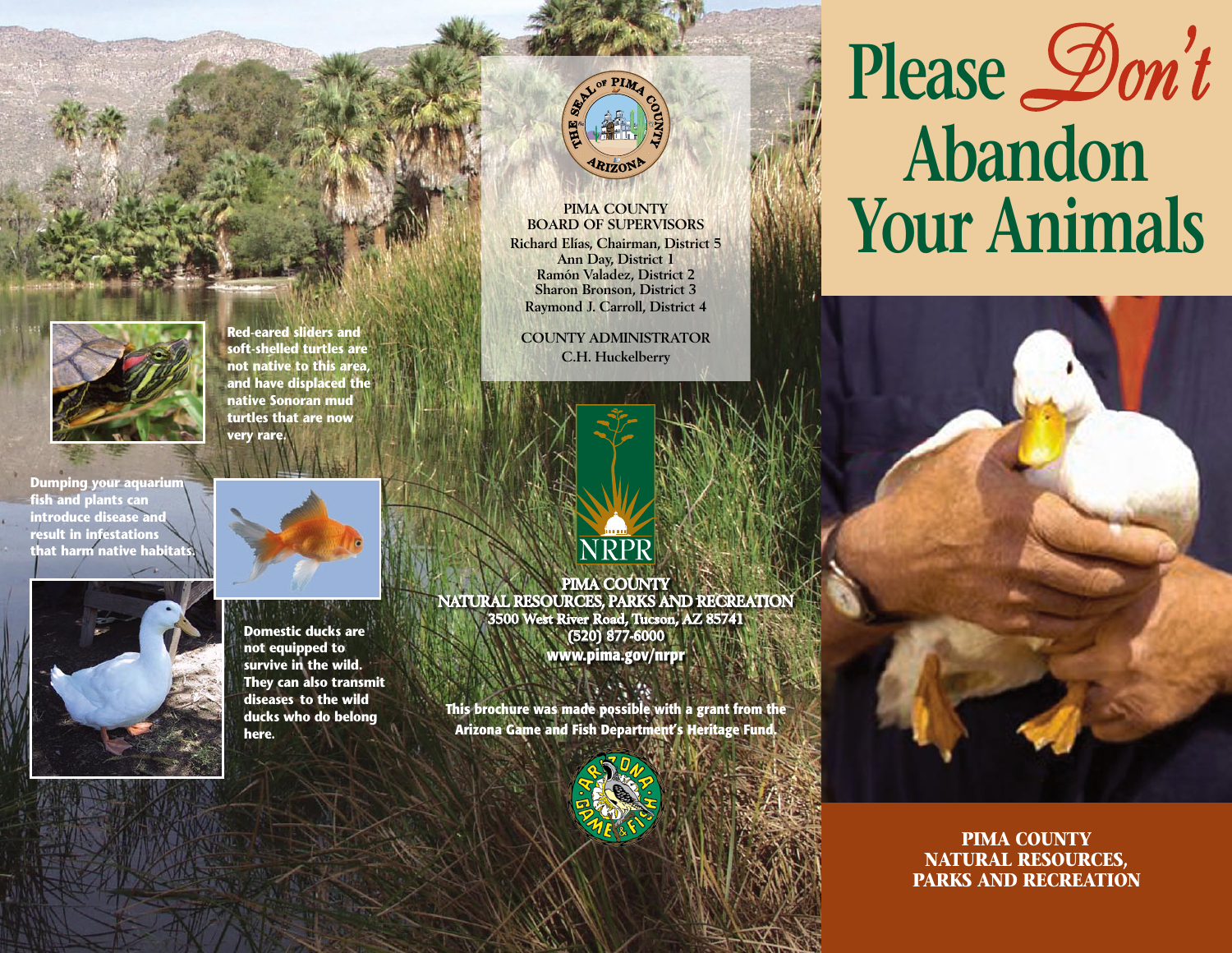Red-eared sliders and soft-shelled turtles are not native to this area, and have displaced the native Sonoran mud turtles that are now very rare.

Dumping your aquarium fish and plants can introduce disease and result in infestations that harm native habitats.

Domestic ducks are not equipped to survive in the wild. They can also transmit diseases to the wild ducks who do belong here.

PIMA COUNTY
BOARD OF SUPERVISORS

Richard Elías, Chairman, District 5
Ann Day, District 1
Ramón Valadez, District 2
Sharon Bronson, District 3
Raymond J. Carroll, District 4

COUNTY ADMINISTRATOR
C.H. Huckelberry

NRPR

**PIMA COUNTY**
**NATURAL RESOURCES, PARKS AND RECREATION**
**3500 West River Road, Tucson, AZ 85741**
**(520) 877-6000**
**www.pima.gov/nrpr**

**This brochure was made possible with a grant from the Arizona Game and Fish Department's Heritage Fund.**

# Please *Don't* Abandon Your Animals

**PIMA COUNTY**
**NATURAL RESOURCES, PARKS AND RECREATION**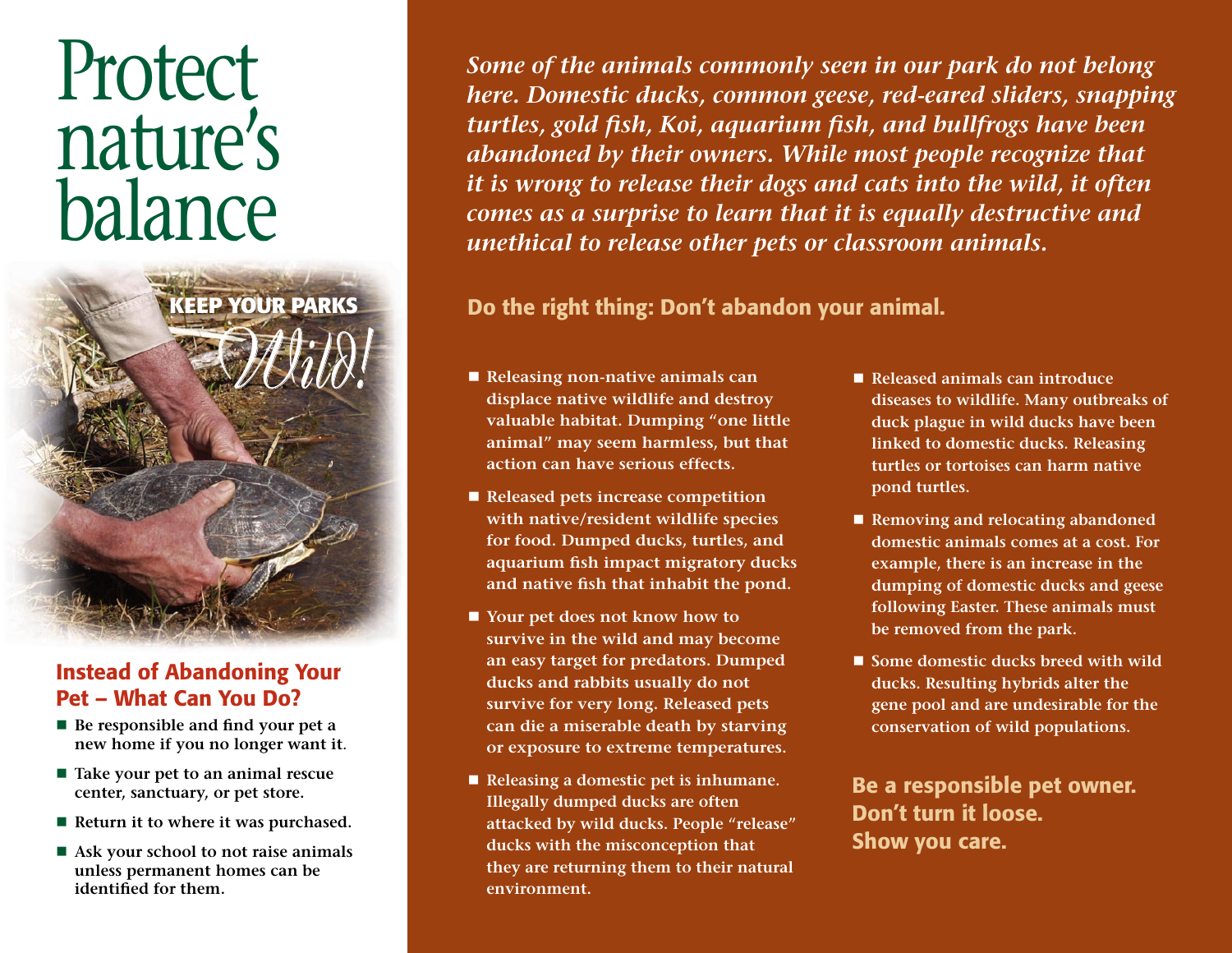# Protect nature's balance

KEEP YOUR PARKS *Wild!*

## Instead of Abandoning Your Pet – What Can You Do?

- **Be responsible and find your pet a new home if you no longer want it.**
- **Take your pet to an animal rescue center, sanctuary, or pet store.**
- **Return it to where it was purchased.**
- **Ask your school to not raise animals unless permanent homes can be identified for them.**

***Some of the animals commonly seen in our park do not belong here. Domestic ducks, common geese, red-eared sliders, snapping turtles, gold fish, Koi, aquarium fish, and bullfrogs have been abandoned by their owners. While most people recognize that it is wrong to release their dogs and cats into the wild, it often comes as a surprise to learn that it is equally destructive and unethical to release other pets or classroom animals.***

## Do the right thing: Don't abandon your animal.

- **Releasing non-native animals can displace native wildlife and destroy valuable habitat. Dumping "one little animal" may seem harmless, but that action can have serious effects.**
- **Released pets increase competition with native/resident wildlife species for food. Dumped ducks, turtles, and aquarium fish impact migratory ducks and native fish that inhabit the pond.**
- **Your pet does not know how to survive in the wild and may become an easy target for predators. Dumped ducks and rabbits usually do not survive for very long. Released pets can die a miserable death by starving or exposure to extreme temperatures.**
- **Releasing a domestic pet is inhumane. Illegally dumped ducks are often attacked by wild ducks. People "release" ducks with the misconception that they are returning them to their natural environment.**
- **Released animals can introduce diseases to wildlife. Many outbreaks of duck plague in wild ducks have been linked to domestic ducks. Releasing turtles or tortoises can harm native pond turtles.**
- **Removing and relocating abandoned domestic animals comes at a cost. For example, there is an increase in the dumping of domestic ducks and geese following Easter. These animals must be removed from the park.**
- **Some domestic ducks breed with wild ducks. Resulting hybrids alter the gene pool and are undesirable for the conservation of wild populations.**

**Be a responsible pet owner.**
**Don't turn it loose.**
**Show you care.**